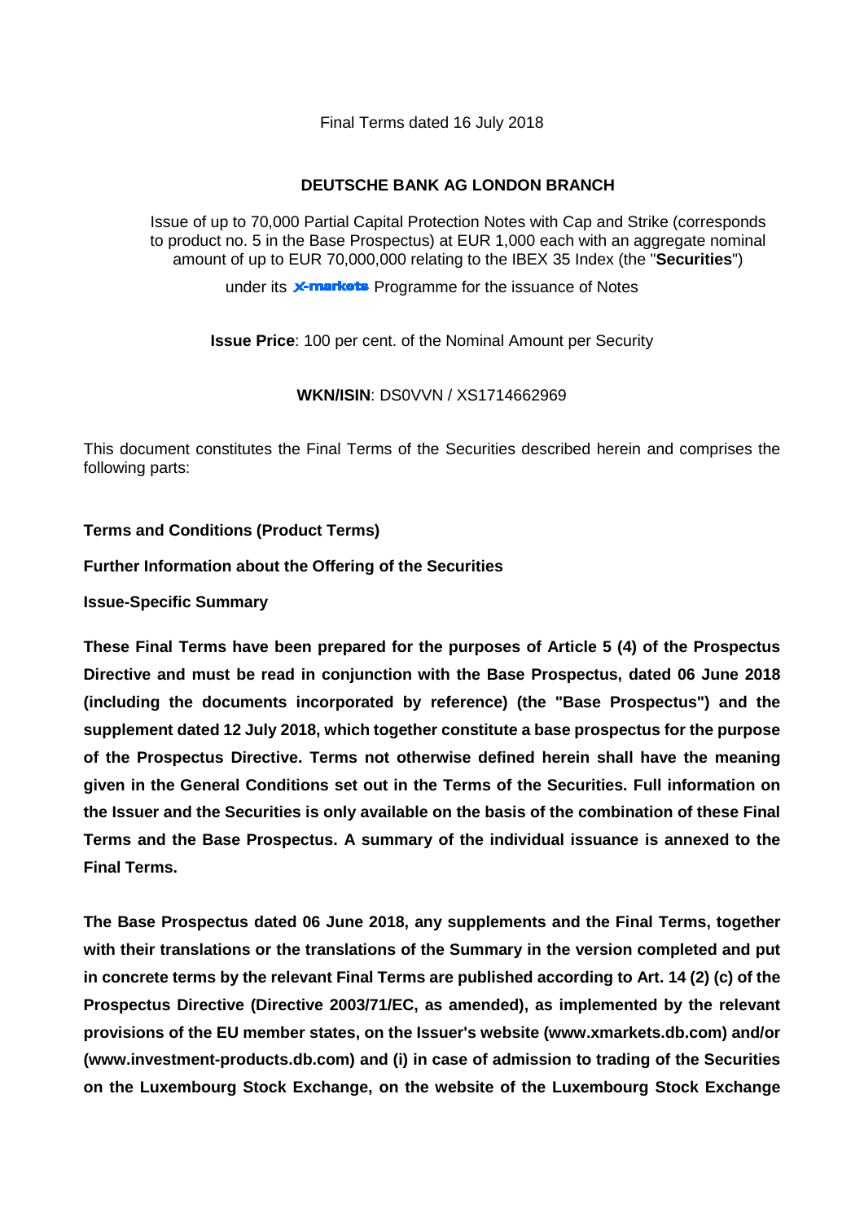Final Terms dated 16 July 2018

**DEUTSCHE BANK AG LONDON BRANCH**

Issue of up to 70,000 Partial Capital Protection Notes with Cap and Strike (corresponds to product no. 5 in the Base Prospectus) at EUR 1,000 each with an aggregate nominal amount of up to EUR 70,000,000 relating to the IBEX 35 Index (the "**Securities**")

under its X-markets Programme for the issuance of Notes

**Issue Price**: 100 per cent. of the Nominal Amount per Security

**WKN/ISIN**: DS0VVN / XS1714662969

This document constitutes the Final Terms of the Securities described herein and comprises the following parts:

**Terms and Conditions (Product Terms)**

**Further Information about the Offering of the Securities**

**Issue-Specific Summary**

**These Final Terms have been prepared for the purposes of Article 5 (4) of the Prospectus Directive and must be read in conjunction with the Base Prospectus, dated 06 June 2018 (including the documents incorporated by reference) (the "Base Prospectus") and the supplement dated 12 July 2018, which together constitute a base prospectus for the purpose of the Prospectus Directive. Terms not otherwise defined herein shall have the meaning given in the General Conditions set out in the Terms of the Securities. Full information on the Issuer and the Securities is only available on the basis of the combination of these Final Terms and the Base Prospectus. A summary of the individual issuance is annexed to the Final Terms.**

**The Base Prospectus dated 06 June 2018, any supplements and the Final Terms, together with their translations or the translations of the Summary in the version completed and put in concrete terms by the relevant Final Terms are published according to Art. 14 (2) (c) of the Prospectus Directive (Directive 2003/71/EC, as amended), as implemented by the relevant provisions of the EU member states, on the Issuer's website (www.xmarkets.db.com) and/or (www.investment-products.db.com) and (i) in case of admission to trading of the Securities on the Luxembourg Stock Exchange, on the website of the Luxembourg Stock Exchange**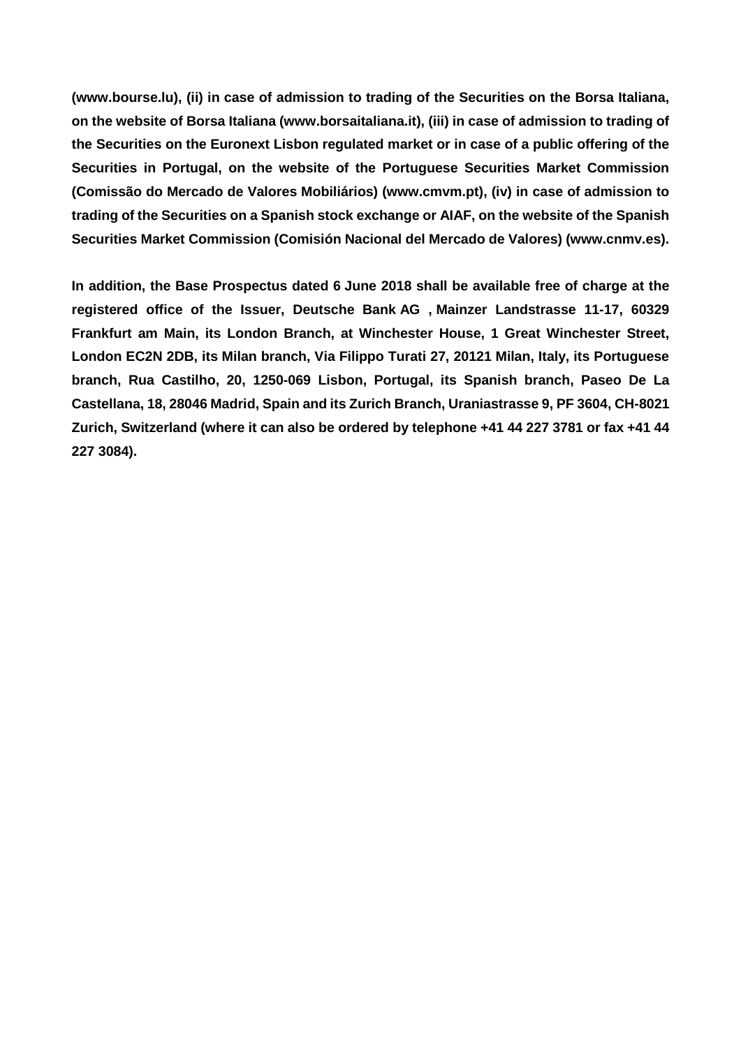**(www.bourse.lu), (ii) in case of admission to trading of the Securities on the Borsa Italiana, on the website of Borsa Italiana (www.borsaitaliana.it), (iii) in case of admission to trading of the Securities on the Euronext Lisbon regulated market or in case of a public offering of the Securities in Portugal, on the website of the Portuguese Securities Market Commission (Comissão do Mercado de Valores Mobiliários) (www.cmvm.pt), (iv) in case of admission to trading of the Securities on a Spanish stock exchange or AIAF, on the website of the Spanish Securities Market Commission (Comisión Nacional del Mercado de Valores) (www.cnmv.es).**

**In addition, the Base Prospectus dated 6 June 2018 shall be available free of charge at the registered office of the Issuer, Deutsche Bank AG , Mainzer Landstrasse 11-17, 60329 Frankfurt am Main, its London Branch, at Winchester House, 1 Great Winchester Street, London EC2N 2DB, its Milan branch, Via Filippo Turati 27, 20121 Milan, Italy, its Portuguese branch, Rua Castilho, 20, 1250-069 Lisbon, Portugal, its Spanish branch, Paseo De La Castellana, 18, 28046 Madrid, Spain and its Zurich Branch, Uraniastrasse 9, PF 3604, CH-8021 Zurich, Switzerland (where it can also be ordered by telephone +41 44 227 3781 or fax +41 44 227 3084).**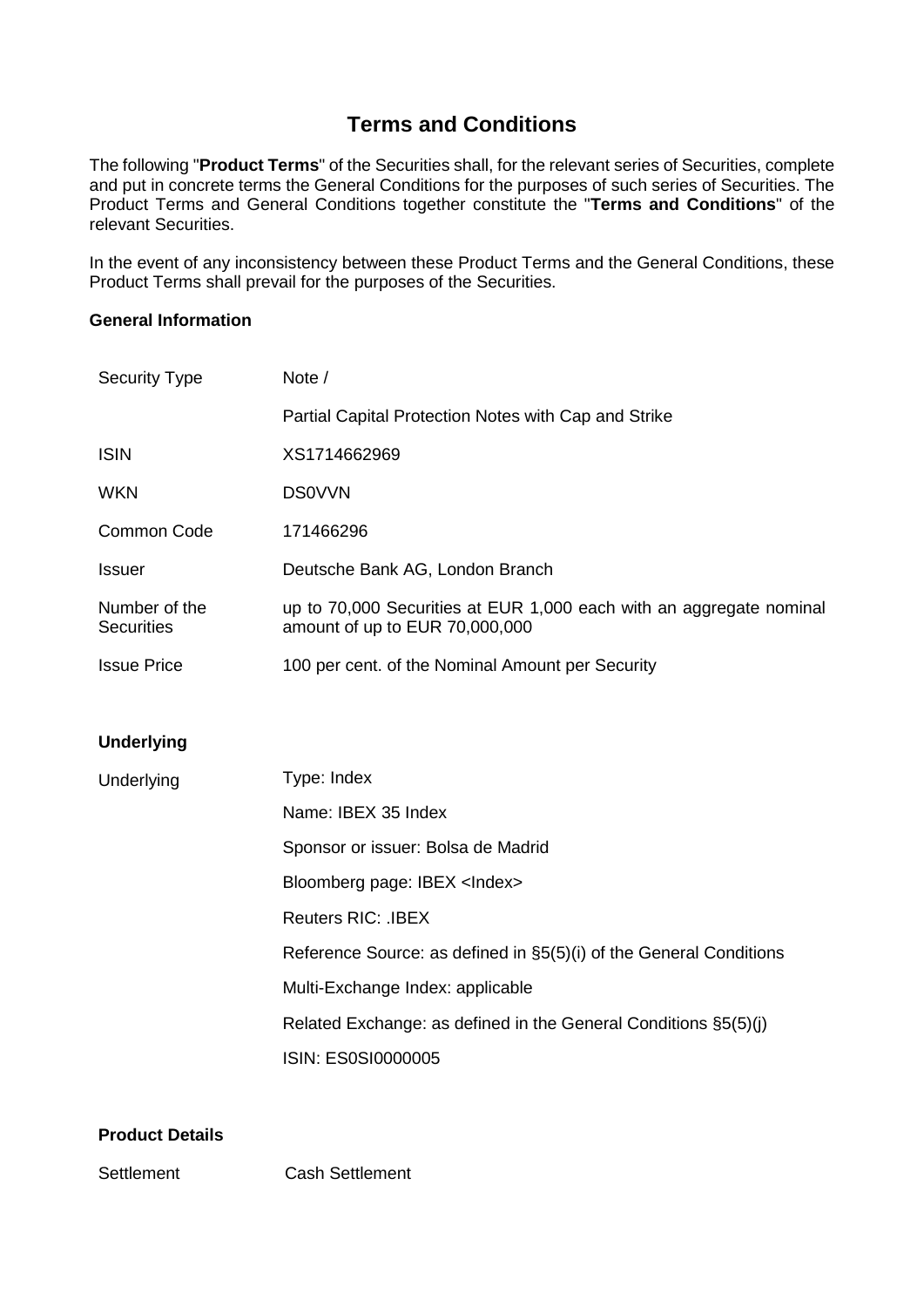# Terms and Conditions

The following "**Product Terms**" of the Securities shall, for the relevant series of Securities, complete and put in concrete terms the General Conditions for the purposes of such series of Securities. The Product Terms and General Conditions together constitute the "**Terms and Conditions**" of the relevant Securities.

In the event of any inconsistency between these Product Terms and the General Conditions, these Product Terms shall prevail for the purposes of the Securities.

### General Information

| | |
|---|---|
| Security Type | Note /<br>Partial Capital Protection Notes with Cap and Strike |
| ISIN | XS1714662969 |
| WKN | DS0VVN |
| Common Code | 171466296 |
| Issuer | Deutsche Bank AG, London Branch |
| Number of the Securities | up to 70,000 Securities at EUR 1,000 each with an aggregate nominal amount of up to EUR 70,000,000 |
| Issue Price | 100 per cent. of the Nominal Amount per Security |

### Underlying

| | |
|---|---|
| Underlying | Type: Index<br>Name: IBEX 35 Index<br>Sponsor or issuer: Bolsa de Madrid<br>Bloomberg page: IBEX <Index><br>Reuters RIC: .IBEX<br>Reference Source: as defined in §5(5)(i) of the General Conditions<br>Multi-Exchange Index: applicable<br>Related Exchange: as defined in the General Conditions §5(5)(j)<br>ISIN: ES0SI0000005 |

### Product Details

| | |
|---|---|
| Settlement | Cash Settlement |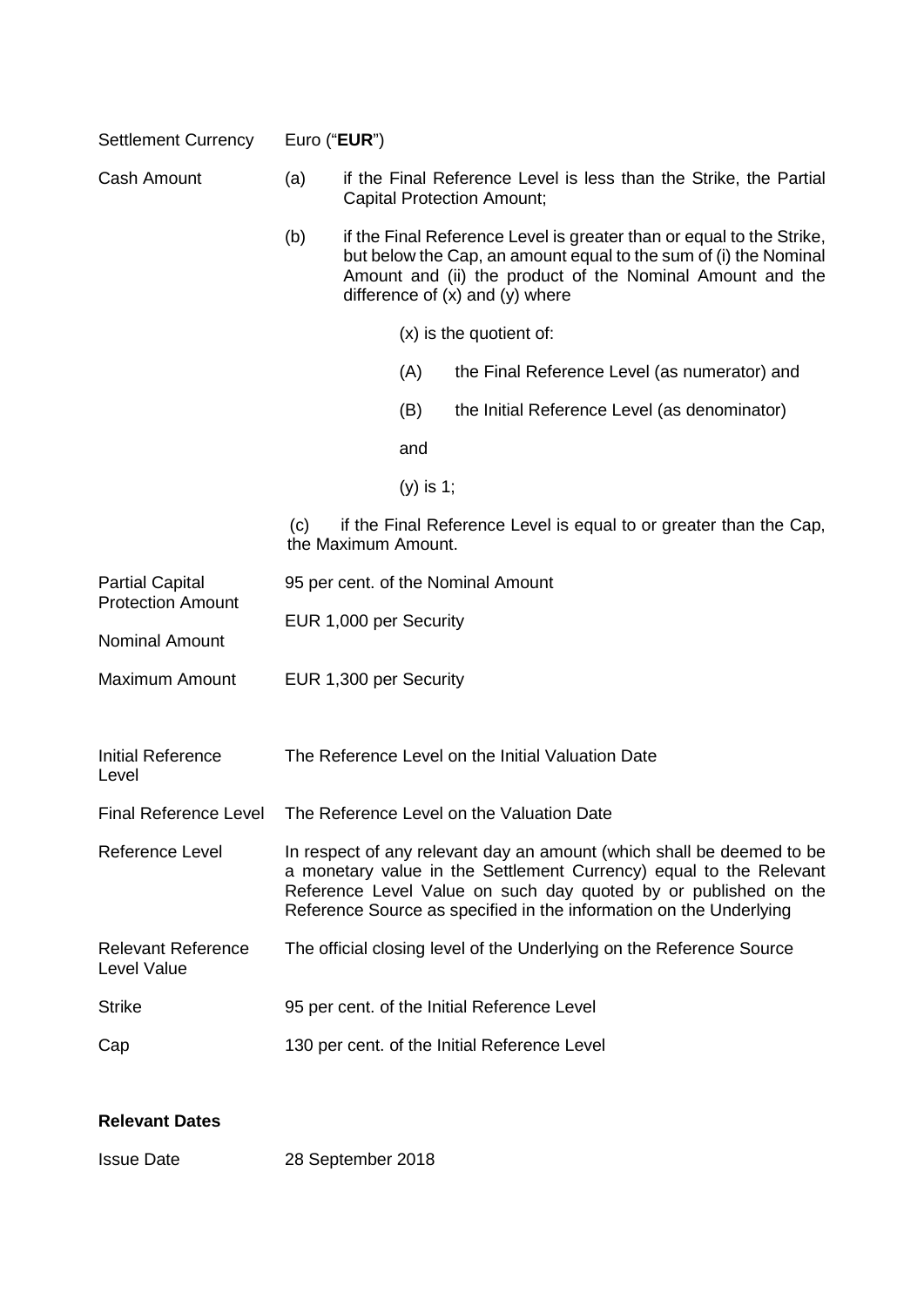| | |
|---|---|
| Settlement Currency | Euro ("**EUR**") |
| Cash Amount | (a) if the Final Reference Level is less than the Strike, the Partial Capital Protection Amount;<br><br>(b) if the Final Reference Level is greater than or equal to the Strike, but below the Cap, an amount equal to the sum of (i) the Nominal Amount and (ii) the product of the Nominal Amount and the difference of (x) and (y) where<br><br>(x) is the quotient of:<br><br>(A) the Final Reference Level (as numerator) and<br><br>(B) the Initial Reference Level (as denominator)<br><br>and<br><br>(y) is 1;<br><br>(c) if the Final Reference Level is equal to or greater than the Cap, the Maximum Amount. |
| Partial Capital Protection Amount | 95 per cent. of the Nominal Amount |
| Nominal Amount | EUR 1,000 per Security |
| Maximum Amount | EUR 1,300 per Security |
| Initial Reference Level | The Reference Level on the Initial Valuation Date |
| Final Reference Level | The Reference Level on the Valuation Date |
| Reference Level | In respect of any relevant day an amount (which shall be deemed to be a monetary value in the Settlement Currency) equal to the Relevant Reference Level Value on such day quoted by or published on the Reference Source as specified in the information on the Underlying |
| Relevant Reference Level Value | The official closing level of the Underlying on the Reference Source |
| Strike | 95 per cent. of the Initial Reference Level |
| Cap | 130 per cent. of the Initial Reference Level |

**Relevant Dates**

| | |
|---|---|
| Issue Date | 28 September 2018 |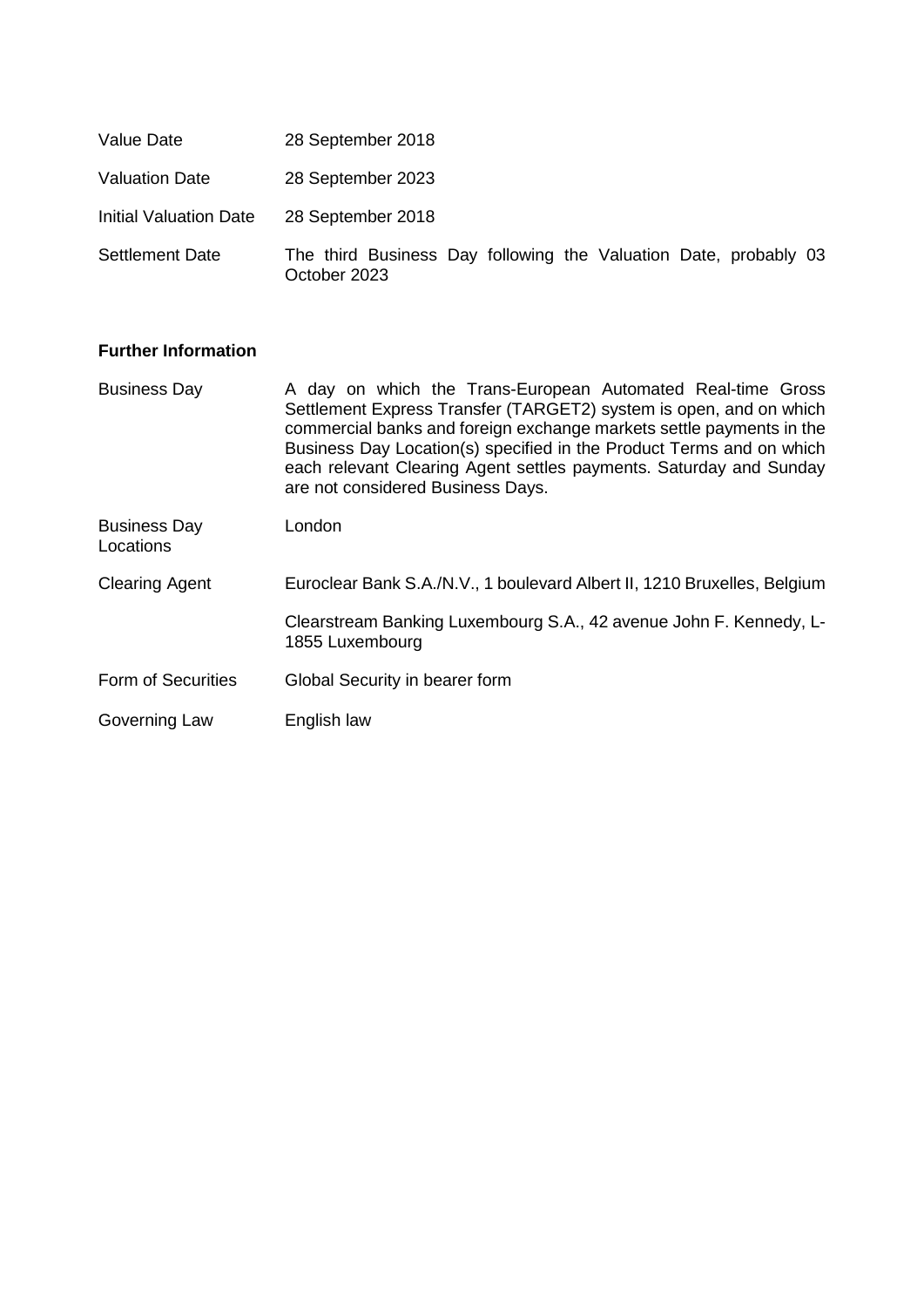| | |
|---|---|
| Value Date | 28 September 2018 |
| Valuation Date | 28 September 2023 |
| Initial Valuation Date | 28 September 2018 |
| Settlement Date | The third Business Day following the Valuation Date, probably 03 October 2023 |

**Further Information**

| | |
|---|---|
| Business Day | A day on which the Trans-European Automated Real-time Gross Settlement Express Transfer (TARGET2) system is open, and on which commercial banks and foreign exchange markets settle payments in the Business Day Location(s) specified in the Product Terms and on which each relevant Clearing Agent settles payments. Saturday and Sunday are not considered Business Days. |
| Business Day Locations | London |
| Clearing Agent | Euroclear Bank S.A./N.V., 1 boulevard Albert II, 1210 Bruxelles, Belgium<br><br>Clearstream Banking Luxembourg S.A., 42 avenue John F. Kennedy, L-1855 Luxembourg |
| Form of Securities | Global Security in bearer form |
| Governing Law | English law |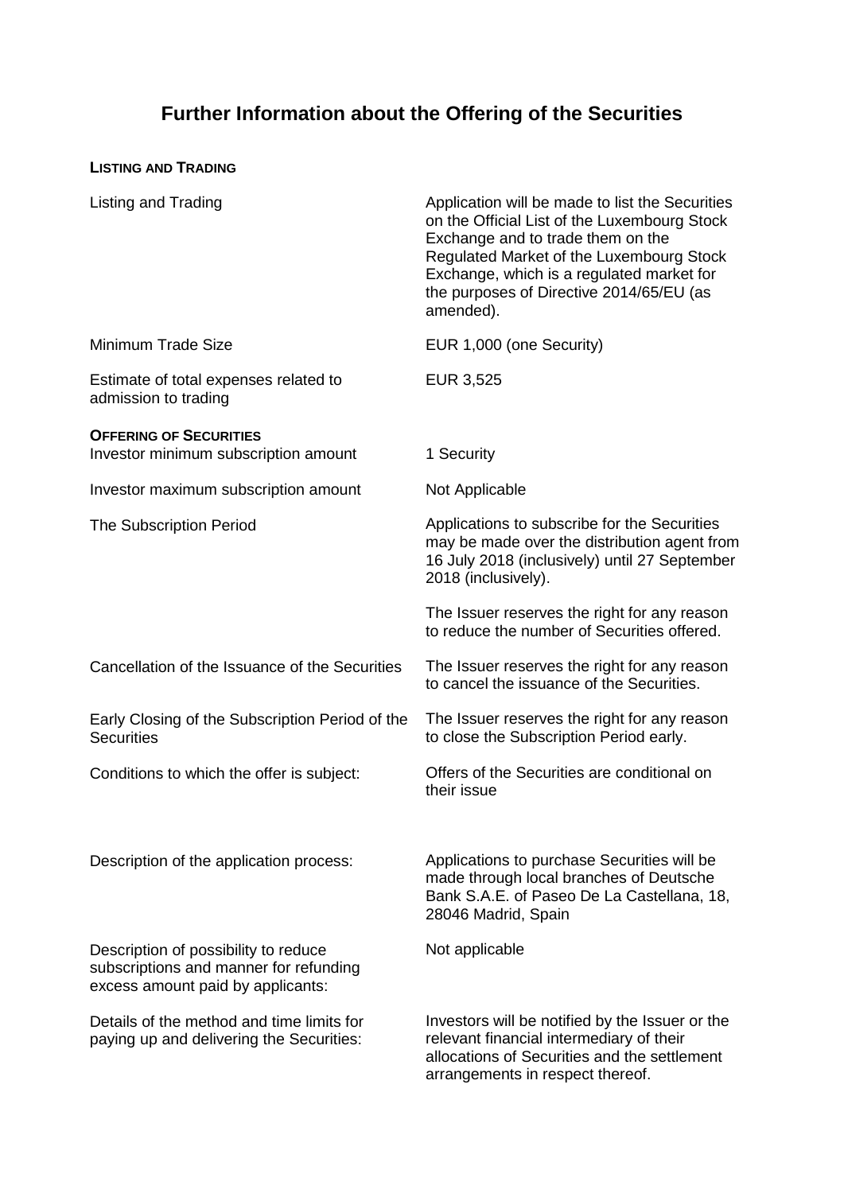# Further Information about the Offering of the Securities

**LISTING AND TRADING**

| | |
|---|---|
| Listing and Trading | Application will be made to list the Securities on the Official List of the Luxembourg Stock Exchange and to trade them on the Regulated Market of the Luxembourg Stock Exchange, which is a regulated market for the purposes of Directive 2014/65/EU (as amended). |
| Minimum Trade Size | EUR 1,000 (one Security) |
| Estimate of total expenses related to admission to trading | EUR 3,525 |

**OFFERING OF SECURITIES**

| | |
|---|---|
| Investor minimum subscription amount | 1 Security |
| Investor maximum subscription amount | Not Applicable |
| The Subscription Period | Applications to subscribe for the Securities may be made over the distribution agent from 16 July 2018 (inclusively) until 27 September 2018 (inclusively).<br><br>The Issuer reserves the right for any reason to reduce the number of Securities offered. |
| Cancellation of the Issuance of the Securities | The Issuer reserves the right for any reason to cancel the issuance of the Securities. |
| Early Closing of the Subscription Period of the Securities | The Issuer reserves the right for any reason to close the Subscription Period early. |
| Conditions to which the offer is subject: | Offers of the Securities are conditional on their issue |
| Description of the application process: | Applications to purchase Securities will be made through local branches of Deutsche Bank S.A.E. of Paseo De La Castellana, 18, 28046 Madrid, Spain |
| Description of possibility to reduce subscriptions and manner for refunding excess amount paid by applicants: | Not applicable |
| Details of the method and time limits for paying up and delivering the Securities: | Investors will be notified by the Issuer or the relevant financial intermediary of their allocations of Securities and the settlement arrangements in respect thereof. |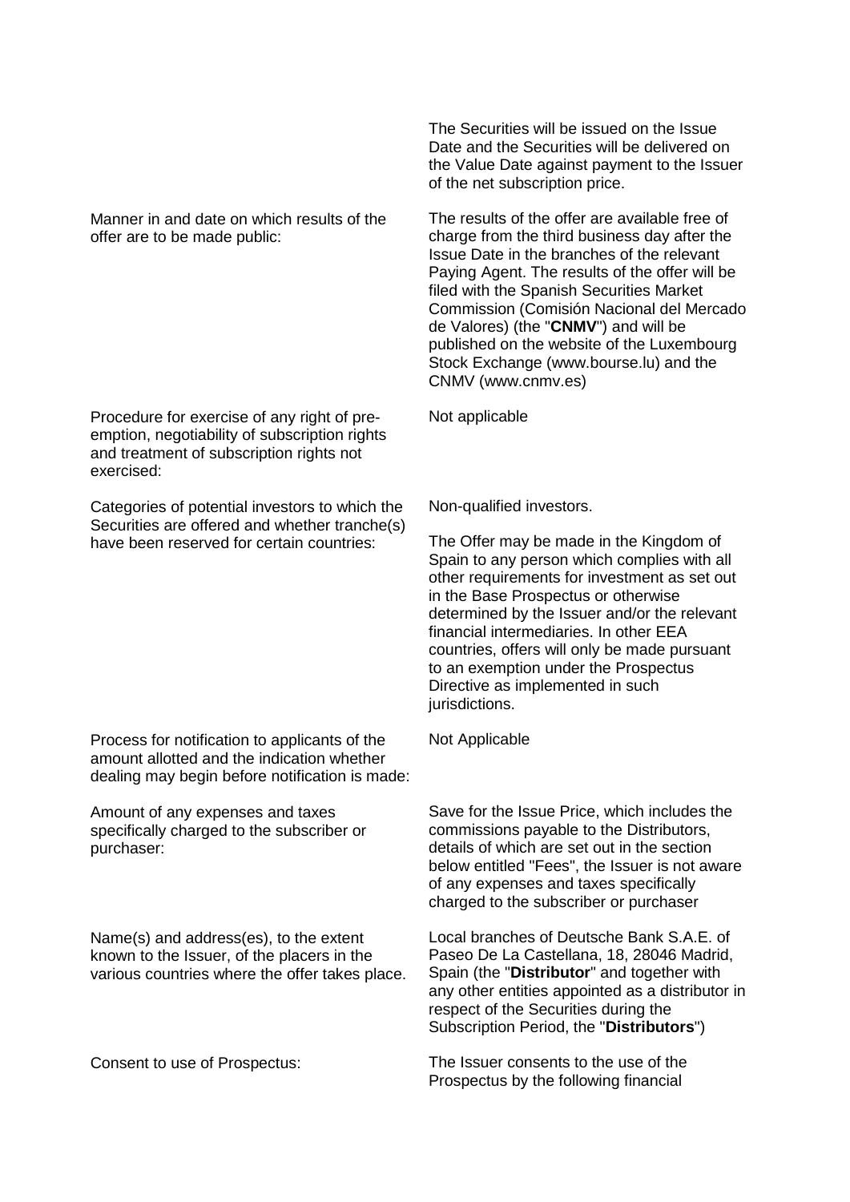| | |
|---|---|
| | The Securities will be issued on the Issue Date and the Securities will be delivered on the Value Date against payment to the Issuer of the net subscription price. |
| Manner in and date on which results of the offer are to be made public: | The results of the offer are available free of charge from the third business day after the Issue Date in the branches of the relevant Paying Agent. The results of the offer will be filed with the Spanish Securities Market Commission (Comisión Nacional del Mercado de Valores) (the "**CNMV**") and will be published on the website of the Luxembourg Stock Exchange (www.bourse.lu) and the CNMV (www.cnmv.es) |
| Procedure for exercise of any right of pre-emption, negotiability of subscription rights and treatment of subscription rights not exercised: | Not applicable |
| Categories of potential investors to which the Securities are offered and whether tranche(s) have been reserved for certain countries: | Non-qualified investors.<br><br>The Offer may be made in the Kingdom of Spain to any person which complies with all other requirements for investment as set out in the Base Prospectus or otherwise determined by the Issuer and/or the relevant financial intermediaries. In other EEA countries, offers will only be made pursuant to an exemption under the Prospectus Directive as implemented in such jurisdictions. |
| Process for notification to applicants of the amount allotted and the indication whether dealing may begin before notification is made: | Not Applicable |
| Amount of any expenses and taxes specifically charged to the subscriber or purchaser: | Save for the Issue Price, which includes the commissions payable to the Distributors, details of which are set out in the section below entitled "Fees", the Issuer is not aware of any expenses and taxes specifically charged to the subscriber or purchaser |
| Name(s) and address(es), to the extent known to the Issuer, of the placers in the various countries where the offer takes place. | Local branches of Deutsche Bank S.A.E. of Paseo De La Castellana, 18, 28046 Madrid, Spain (the "**Distributor**" and together with any other entities appointed as a distributor in respect of the Securities during the Subscription Period, the "**Distributors**") |
| Consent to use of Prospectus: | The Issuer consents to the use of the Prospectus by the following financial |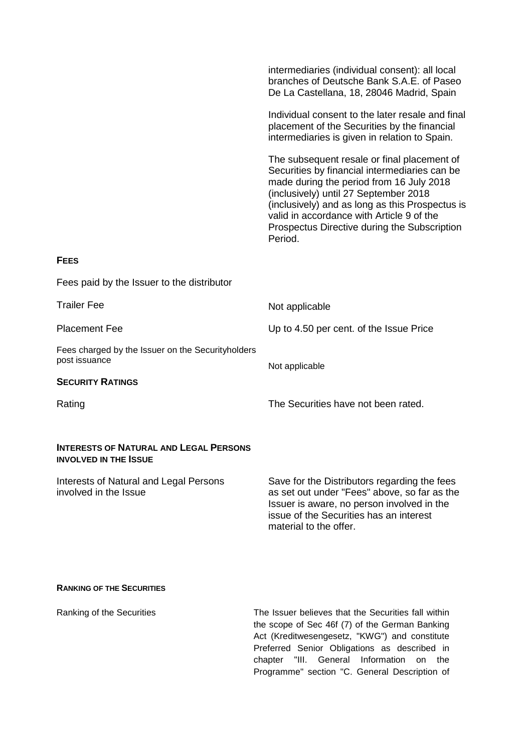| | |
|---|---|
| | intermediaries (individual consent): all local branches of Deutsche Bank S.A.E. of Paseo De La Castellana, 18, 28046 Madrid, Spain |
| | Individual consent to the later resale and final placement of the Securities by the financial intermediaries is given in relation to Spain. |
| | The subsequent resale or final placement of Securities by financial intermediaries can be made during the period from 16 July 2018 (inclusively) until 27 September 2018 (inclusively) and as long as this Prospectus is valid in accordance with Article 9 of the Prospectus Directive during the Subscription Period. |

**FEES**

| | |
|---|---|
| Fees paid by the Issuer to the distributor | |
| Trailer Fee | Not applicable |
| Placement Fee | Up to 4.50 per cent. of the Issue Price |
| Fees charged by the Issuer on the Securityholders post issuance | Not applicable |

**SECURITY RATINGS**

| | |
|---|---|
| Rating | The Securities have not been rated. |

**INTERESTS OF NATURAL AND LEGAL PERSONS INVOLVED IN THE ISSUE**

| | |
|---|---|
| Interests of Natural and Legal Persons involved in the Issue | Save for the Distributors regarding the fees as set out under "Fees" above, so far as the Issuer is aware, no person involved in the issue of the Securities has an interest material to the offer. |

**RANKING OF THE SECURITIES**

| | |
|---|---|
| Ranking of the Securities | The Issuer believes that the Securities fall within the scope of Sec 46f (7) of the German Banking Act (Kreditwesengesetz, "KWG") and constitute Preferred Senior Obligations as described in chapter "III. General Information on the Programme" section "C. General Description of |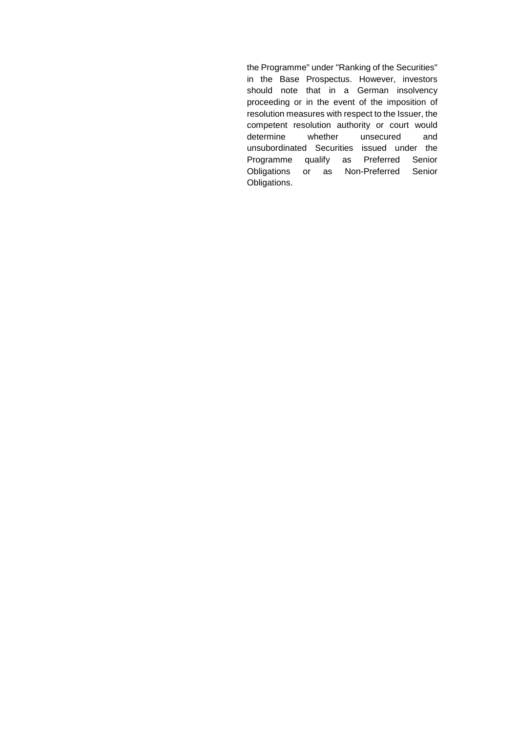the Programme" under "Ranking of the Securities" in the Base Prospectus. However, investors should note that in a German insolvency proceeding or in the event of the imposition of resolution measures with respect to the Issuer, the competent resolution authority or court would determine whether unsecured and unsubordinated Securities issued under the Programme qualify as Preferred Senior Obligations or as Non-Preferred Senior Obligations.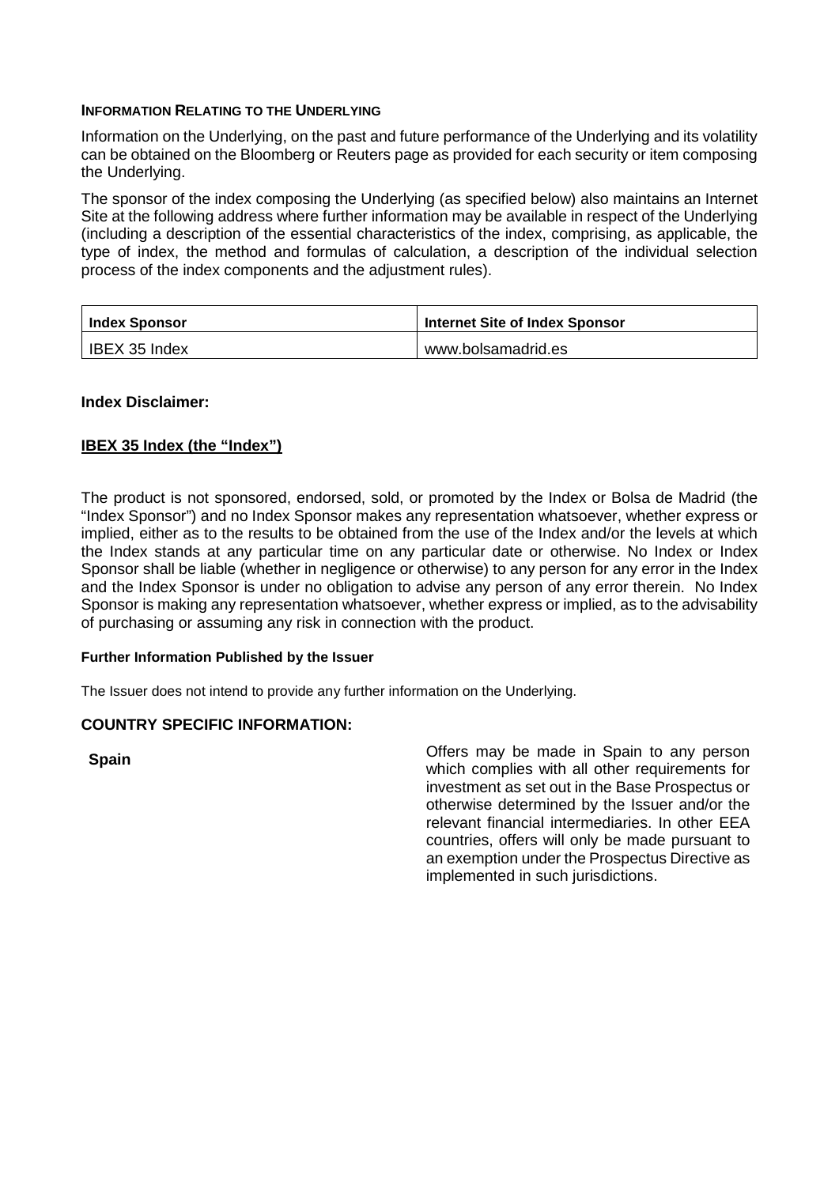#### INFORMATION RELATING TO THE UNDERLYING

Information on the Underlying, on the past and future performance of the Underlying and its volatility can be obtained on the Bloomberg or Reuters page as provided for each security or item composing the Underlying.

The sponsor of the index composing the Underlying (as specified below) also maintains an Internet Site at the following address where further information may be available in respect of the Underlying (including a description of the essential characteristics of the index, comprising, as applicable, the type of index, the method and formulas of calculation, a description of the individual selection process of the index components and the adjustment rules).

| Index Sponsor | Internet Site of Index Sponsor |
|---|---|
| IBEX 35 Index | www.bolsamadrid.es |

**Index Disclaimer:**

**IBEX 35 Index (the "Index")**

The product is not sponsored, endorsed, sold, or promoted by the Index or Bolsa de Madrid (the "Index Sponsor") and no Index Sponsor makes any representation whatsoever, whether express or implied, either as to the results to be obtained from the use of the Index and/or the levels at which the Index stands at any particular time on any particular date or otherwise. No Index or Index Sponsor shall be liable (whether in negligence or otherwise) to any person for any error in the Index and the Index Sponsor is under no obligation to advise any person of any error therein. No Index Sponsor is making any representation whatsoever, whether express or implied, as to the advisability of purchasing or assuming any risk in connection with the product.

**Further Information Published by the Issuer**

The Issuer does not intend to provide any further information on the Underlying.

**COUNTRY SPECIFIC INFORMATION:**

**Spain**

Offers may be made in Spain to any person which complies with all other requirements for investment as set out in the Base Prospectus or otherwise determined by the Issuer and/or the relevant financial intermediaries. In other EEA countries, offers will only be made pursuant to an exemption under the Prospectus Directive as implemented in such jurisdictions.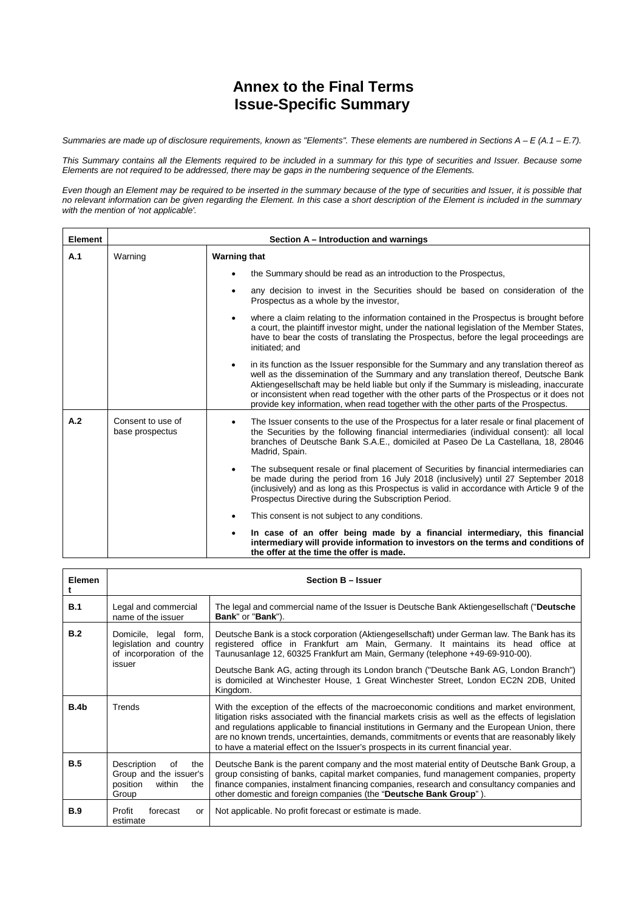# Annex to the Final Terms
# Issue-Specific Summary

*Summaries are made up of disclosure requirements, known as "Elements". These elements are numbered in Sections A – E (A.1 – E.7).*

*This Summary contains all the Elements required to be included in a summary for this type of securities and Issuer. Because some Elements are not required to be addressed, there may be gaps in the numbering sequence of the Elements.*

*Even though an Element may be required to be inserted in the summary because of the type of securities and Issuer, it is possible that no relevant information can be given regarding the Element. In this case a short description of the Element is included in the summary with the mention of 'not applicable'.*

| Element | Section A – Introduction and warnings | |
|---|---|---|
| **A.1** | Warning | **Warning that**<br>• the Summary should be read as an introduction to the Prospectus,<br>• any decision to invest in the Securities should be based on consideration of the Prospectus as a whole by the investor,<br>• where a claim relating to the information contained in the Prospectus is brought before a court, the plaintiff investor might, under the national legislation of the Member States, have to bear the costs of translating the Prospectus, before the legal proceedings are initiated; and<br>• in its function as the Issuer responsible for the Summary and any translation thereof as well as the dissemination of the Summary and any translation thereof, Deutsche Bank Aktiengesellschaft may be held liable but only if the Summary is misleading, inaccurate or inconsistent when read together with the other parts of the Prospectus or it does not provide key information, when read together with the other parts of the Prospectus. |
| **A.2** | Consent to use of base prospectus | • The Issuer consents to the use of the Prospectus for a later resale or final placement of the Securities by the following financial intermediaries (individual consent): all local branches of Deutsche Bank S.A.E., domiciled at Paseo De La Castellana, 18, 28046 Madrid, Spain.<br>• The subsequent resale or final placement of Securities by financial intermediaries can be made during the period from 16 July 2018 (inclusively) until 27 September 2018 (inclusively) and as long as this Prospectus is valid in accordance with Article 9 of the Prospectus Directive during the Subscription Period.<br>• This consent is not subject to any conditions.<br>• **In case of an offer being made by a financial intermediary, this financial intermediary will provide information to investors on the terms and conditions of the offer at the time the offer is made.** |

| Element | Section B – Issuer | |
|---|---|---|
| **B.1** | Legal and commercial name of the issuer | The legal and commercial name of the Issuer is Deutsche Bank Aktiengesellschaft ("**Deutsche Bank**" or "**Bank**"). |
| **B.2** | Domicile, legal form, legislation and country of incorporation of the issuer | Deutsche Bank is a stock corporation (Aktiengesellschaft) under German law. The Bank has its registered office in Frankfurt am Main, Germany. It maintains its head office at Taunusanlage 12, 60325 Frankfurt am Main, Germany (telephone +49-69-910-00).<br><br>Deutsche Bank AG, acting through its London branch ("Deutsche Bank AG, London Branch") is domiciled at Winchester House, 1 Great Winchester Street, London EC2N 2DB, United Kingdom. |
| **B.4b** | Trends | With the exception of the effects of the macroeconomic conditions and market environment, litigation risks associated with the financial markets crisis as well as the effects of legislation and regulations applicable to financial institutions in Germany and the European Union, there are no known trends, uncertainties, demands, commitments or events that are reasonably likely to have a material effect on the Issuer's prospects in its current financial year. |
| **B.5** | Description of the Group and the issuer's position within the Group | Deutsche Bank is the parent company and the most material entity of Deutsche Bank Group, a group consisting of banks, capital market companies, fund management companies, property finance companies, instalment financing companies, research and consultancy companies and other domestic and foreign companies (the "**Deutsche Bank Group**" ). |
| **B.9** | Profit forecast or estimate | Not applicable. No profit forecast or estimate is made. |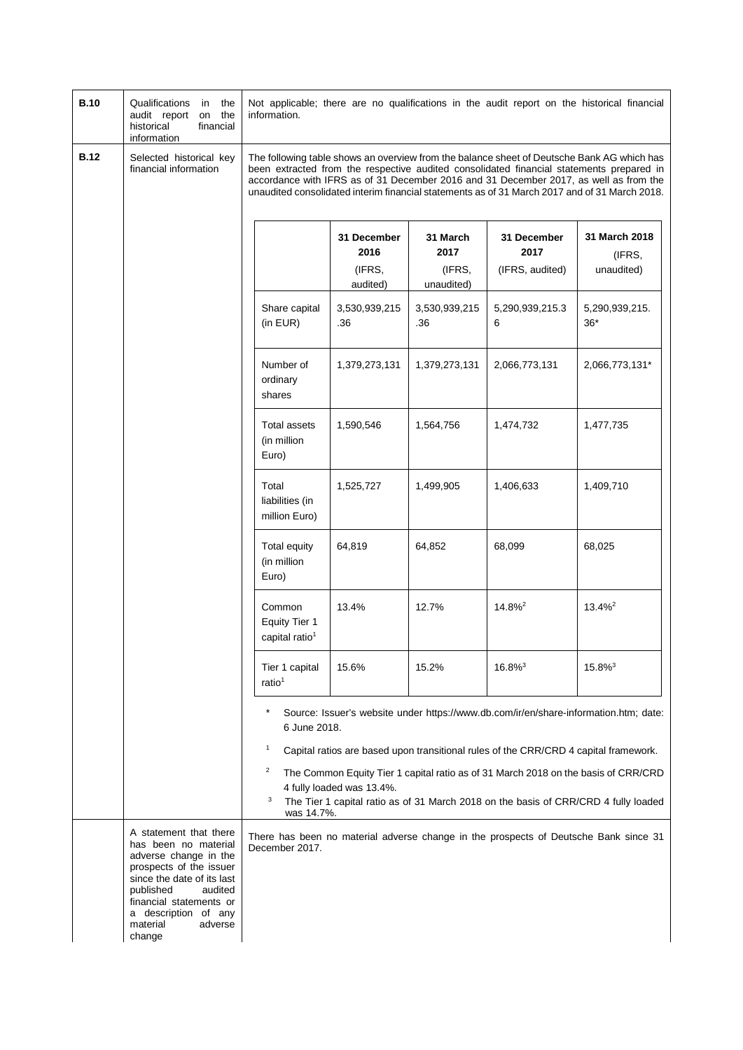| | | |
|---|---|---|
| **B.10** | Qualifications in the audit report on the historical financial information | Not applicable; there are no qualifications in the audit report on the historical financial information. |
| **B.12** | Selected historical key financial information | The following table shows an overview from the balance sheet of Deutsche Bank AG which has been extracted from the respective audited consolidated financial statements prepared in accordance with IFRS as of 31 December 2016 and 31 December 2017, as well as from the unaudited consolidated interim financial statements as of 31 March 2017 and of 31 March 2018. |

| | **31 December 2016** (IFRS, audited) | **31 March 2017** (IFRS, unaudited) | **31 December 2017** (IFRS, audited) | **31 March 2018** (IFRS, unaudited) |
|---|---|---|---|---|
| Share capital (in EUR) | 3,530,939,215.36 | 3,530,939,215.36 | 5,290,939,215.36 | 5,290,939,215.36* |
| Number of ordinary shares | 1,379,273,131 | 1,379,273,131 | 2,066,773,131 | 2,066,773,131* |
| Total assets (in million Euro) | 1,590,546 | 1,564,756 | 1,474,732 | 1,477,735 |
| Total liabilities (in million Euro) | 1,525,727 | 1,499,905 | 1,406,633 | 1,409,710 |
| Total equity (in million Euro) | 64,819 | 64,852 | 68,099 | 68,025 |
| Common Equity Tier 1 capital ratio[1] | 13.4% | 12.7% | 14.8%[2] | 13.4%[2] |
| Tier 1 capital ratio[1] | 15.6% | 15.2% | 16.8%[3] | 15.8%[3] |

\* Source: Issuer's website under https://www.db.com/ir/en/share-information.htm; date: 6 June 2018.

[1] Capital ratios are based upon transitional rules of the CRR/CRD 4 capital framework.

[2] The Common Equity Tier 1 capital ratio as of 31 March 2018 on the basis of CRR/CRD 4 fully loaded was 13.4%.

[3] The Tier 1 capital ratio as of 31 March 2018 on the basis of CRR/CRD 4 fully loaded was 14.7%.

| | | |
|---|---|---|
| | A statement that there has been no material adverse change in the prospects of the issuer since the date of its last published audited financial statements or a description of any material adverse change | There has been no material adverse change in the prospects of Deutsche Bank since 31 December 2017. |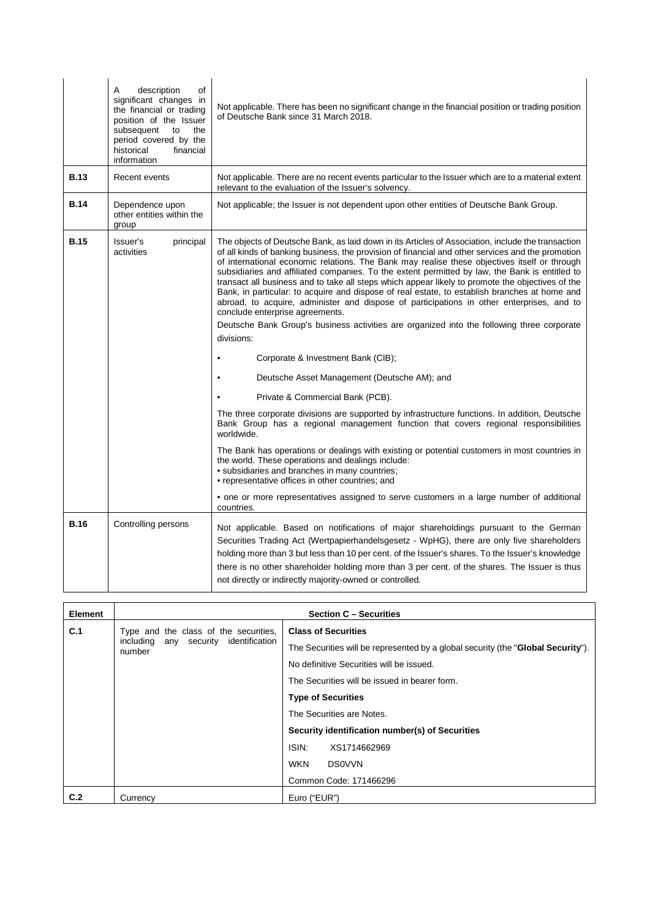| | | |
|---|---|---|
| | A description of significant changes in the financial or trading position of the Issuer subsequent to the period covered by the historical financial information | Not applicable. There has been no significant change in the financial position or trading position of Deutsche Bank since 31 March 2018. |
| **B.13** | Recent events | Not applicable. There are no recent events particular to the Issuer which are to a material extent relevant to the evaluation of the Issuer's solvency. |
| **B.14** | Dependence upon other entities within the group | Not applicable; the Issuer is not dependent upon other entities of Deutsche Bank Group. |
| **B.15** | Issuer's principal activities | The objects of Deutsche Bank, as laid down in its Articles of Association, include the transaction of all kinds of banking business, the provision of financial and other services and the promotion of international economic relations. The Bank may realise these objectives itself or through subsidiaries and affiliated companies. To the extent permitted by law, the Bank is entitled to transact all business and to take all steps which appear likely to promote the objectives of the Bank, in particular: to acquire and dispose of real estate, to establish branches at home and abroad, to acquire, administer and dispose of participations in other enterprises, and to conclude enterprise agreements.<br>Deutsche Bank Group's business activities are organized into the following three corporate divisions:<br>• Corporate & Investment Bank (CIB);<br>• Deutsche Asset Management (Deutsche AM); and<br>• Private & Commercial Bank (PCB).<br>The three corporate divisions are supported by infrastructure functions. In addition, Deutsche Bank Group has a regional management function that covers regional responsibilities worldwide.<br>The Bank has operations or dealings with existing or potential customers in most countries in the world. These operations and dealings include:<br>• subsidiaries and branches in many countries;<br>• representative offices in other countries; and<br>• one or more representatives assigned to serve customers in a large number of additional countries. |
| **B.16** | Controlling persons | Not applicable. Based on notifications of major shareholdings pursuant to the German Securities Trading Act (Wertpapierhandelsgesetz - WpHG), there are only five shareholders holding more than 3 but less than 10 per cent. of the Issuer's shares. To the Issuer's knowledge there is no other shareholder holding more than 3 per cent. of the shares. The Issuer is thus not directly or indirectly majority-owned or controlled. |

| Element | Section C – Securities | |
|---|---|---|
| **C.1** | Type and the class of the securities, including any security identification number | **Class of Securities**<br>The Securities will be represented by a global security (the "**Global Security**").<br>No definitive Securities will be issued.<br>The Securities will be issued in bearer form.<br>**Type of Securities**<br>The Securities are Notes.<br>**Security identification number(s) of Securities**<br>ISIN: XS1714662969<br>WKN DS0VVN<br>Common Code: 171466296 |
| **C.2** | Currency | Euro ("EUR") |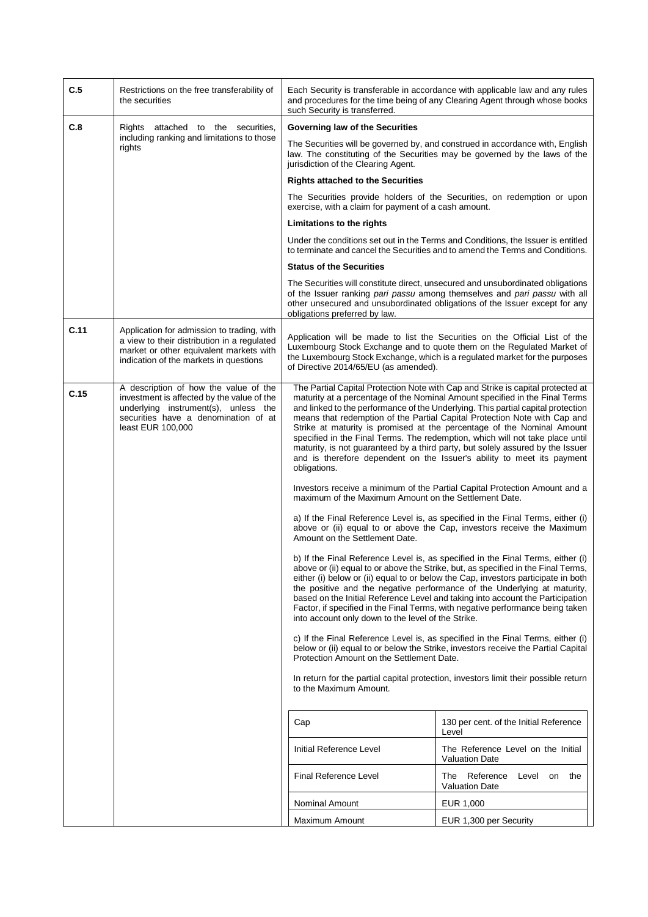| | | |
|---|---|---|
| **C.5** | Restrictions on the free transferability of the securities | Each Security is transferable in accordance with applicable law and any rules and procedures for the time being of any Clearing Agent through whose books such Security is transferred. |
| **C.8** | Rights attached to the securities, including ranking and limitations to those rights | **Governing law of the Securities**<br><br>The Securities will be governed by, and construed in accordance with, English law. The constituting of the Securities may be governed by the laws of the jurisdiction of the Clearing Agent.<br><br>**Rights attached to the Securities**<br><br>The Securities provide holders of the Securities, on redemption or upon exercise, with a claim for payment of a cash amount.<br><br>**Limitations to the rights**<br><br>Under the conditions set out in the Terms and Conditions, the Issuer is entitled to terminate and cancel the Securities and to amend the Terms and Conditions.<br><br>**Status of the Securities**<br><br>The Securities will constitute direct, unsecured and unsubordinated obligations of the Issuer ranking *pari passu* among themselves and *pari passu* with all other unsecured and unsubordinated obligations of the Issuer except for any obligations preferred by law. |
| **C.11** | Application for admission to trading, with a view to their distribution in a regulated market or other equivalent markets with indication of the markets in questions | Application will be made to list the Securities on the Official List of the Luxembourg Stock Exchange and to quote them on the Regulated Market of the Luxembourg Stock Exchange, which is a regulated market for the purposes of Directive 2014/65/EU (as amended). |
| **C.15** | A description of how the value of the investment is affected by the value of the underlying instrument(s), unless the securities have a denomination of at least EUR 100,000 | The Partial Capital Protection Note with Cap and Strike is capital protected at maturity at a percentage of the Nominal Amount specified in the Final Terms and linked to the performance of the Underlying. This partial capital protection means that redemption of the Partial Capital Protection Note with Cap and Strike at maturity is promised at the percentage of the Nominal Amount specified in the Final Terms. The redemption, which will not take place until maturity, is not guaranteed by a third party, but solely assured by the Issuer and is therefore dependent on the Issuer's ability to meet its payment obligations.<br><br>Investors receive a minimum of the Partial Capital Protection Amount and a maximum of the Maximum Amount on the Settlement Date.<br><br>a) If the Final Reference Level is, as specified in the Final Terms, either (i) above or (ii) equal to or above the Cap, investors receive the Maximum Amount on the Settlement Date.<br><br>b) If the Final Reference Level is, as specified in the Final Terms, either (i) above or (ii) equal to or above the Strike, but, as specified in the Final Terms, either (i) below or (ii) equal to or below the Cap, investors participate in both the positive and the negative performance of the Underlying at maturity, based on the Initial Reference Level and taking into account the Participation Factor, if specified in the Final Terms, with negative performance being taken into account only down to the level of the Strike.<br><br>c) If the Final Reference Level is, as specified in the Final Terms, either (i) below or (ii) equal to or below the Strike, investors receive the Partial Capital Protection Amount on the Settlement Date.<br><br>In return for the partial capital protection, investors limit their possible return to the Maximum Amount. |

| | |
|---|---|
| Cap | 130 per cent. of the Initial Reference Level |
| Initial Reference Level | The Reference Level on the Initial Valuation Date |
| Final Reference Level | The Reference Level on the Valuation Date |
| Nominal Amount | EUR 1,000 |
| Maximum Amount | EUR 1,300 per Security |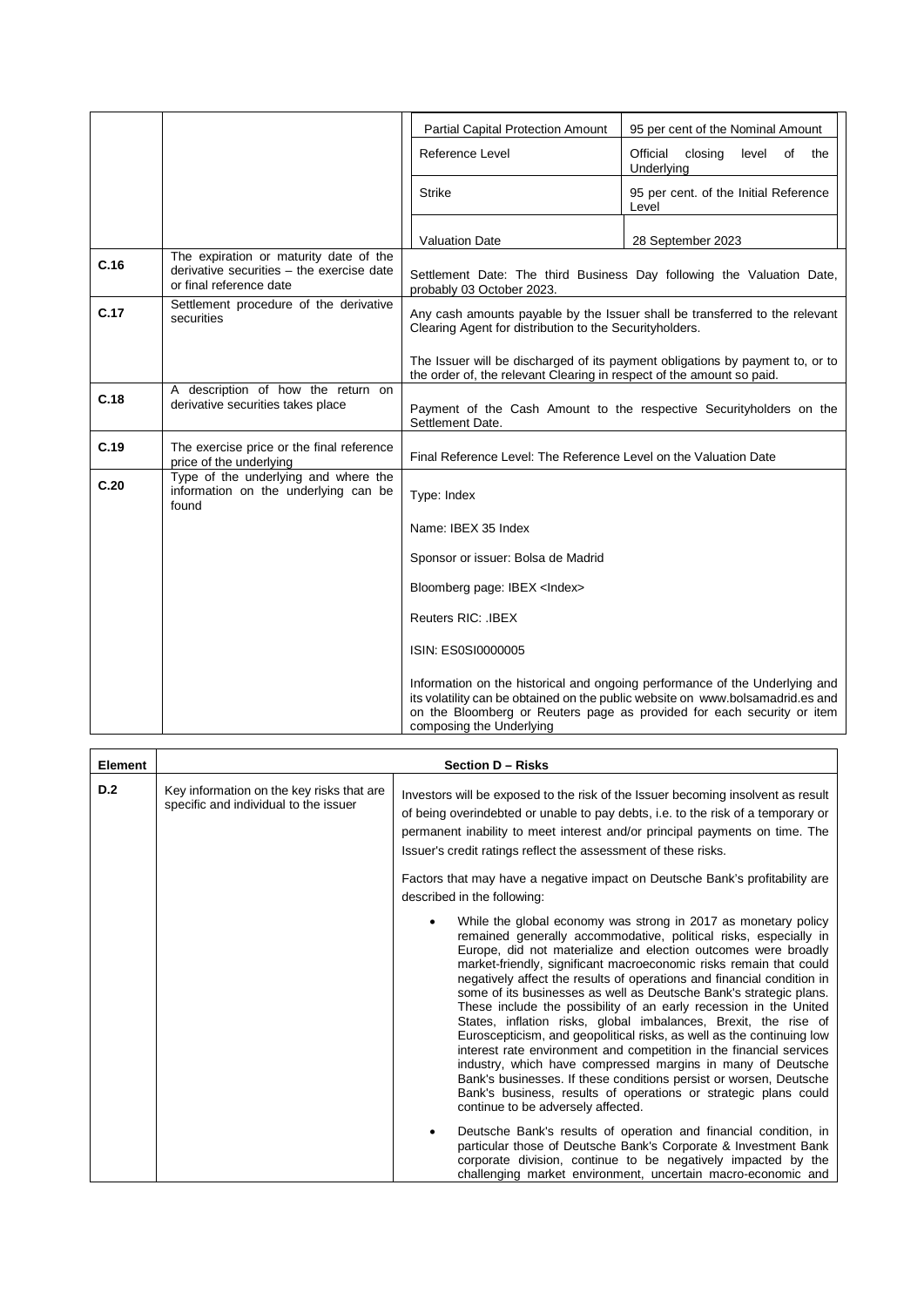| | | | |
|---|---|---|---|
| | | Partial Capital Protection Amount | 95 per cent of the Nominal Amount |
| | | Reference Level | Official closing level of the Underlying |
| | | Strike | 95 per cent. of the Initial Reference Level |
| | | Valuation Date | 28 September 2023 |
| C.16 | The expiration or maturity date of the derivative securities – the exercise date or final reference date | Settlement Date: The third Business Day following the Valuation Date, probably 03 October 2023. | |
| C.17 | Settlement procedure of the derivative securities | Any cash amounts payable by the Issuer shall be transferred to the relevant Clearing Agent for distribution to the Securityholders.<br><br>The Issuer will be discharged of its payment obligations by payment to, or to the order of, the relevant Clearing in respect of the amount so paid. | |
| C.18 | A description of how the return on derivative securities takes place | Payment of the Cash Amount to the respective Securityholders on the Settlement Date. | |
| C.19 | The exercise price or the final reference price of the underlying | Final Reference Level: The Reference Level on the Valuation Date | |
| C.20 | Type of the underlying and where the information on the underlying can be found | Type: Index<br><br>Name: IBEX 35 Index<br><br>Sponsor or issuer: Bolsa de Madrid<br><br>Bloomberg page: IBEX <Index><br><br>Reuters RIC: .IBEX<br><br>ISIN: ES0SI0000005<br><br>Information on the historical and ongoing performance of the Underlying and its volatility can be obtained on the public website on www.bolsamadrid.es and on the Bloomberg or Reuters page as provided for each security or item composing the Underlying | |

| Element | Section D – Risks | |
|---|---|---|
| D.2 | Key information on the key risks that are specific and individual to the issuer | Investors will be exposed to the risk of the Issuer becoming insolvent as result of being overindebted or unable to pay debts, i.e. to the risk of a temporary or permanent inability to meet interest and/or principal payments on time. The Issuer's credit ratings reflect the assessment of these risks.<br><br>Factors that may have a negative impact on Deutsche Bank's profitability are described in the following:<br><br>• While the global economy was strong in 2017 as monetary policy remained generally accommodative, political risks, especially in Europe, did not materialize and election outcomes were broadly market-friendly, significant macroeconomic risks remain that could negatively affect the results of operations and financial condition in some of its businesses as well as Deutsche Bank's strategic plans. These include the possibility of an early recession in the United States, inflation risks, global imbalances, Brexit, the rise of Euroscepticism, and geopolitical risks, as well as the continuing low interest rate environment and competition in the financial services industry, which have compressed margins in many of Deutsche Bank's businesses. If these conditions persist or worsen, Deutsche Bank's business, results of operations or strategic plans could continue to be adversely affected.<br><br>• Deutsche Bank's results of operation and financial condition, in particular those of Deutsche Bank's Corporate & Investment Bank corporate division, continue to be negatively impacted by the challenging market environment, uncertain macro-economic and |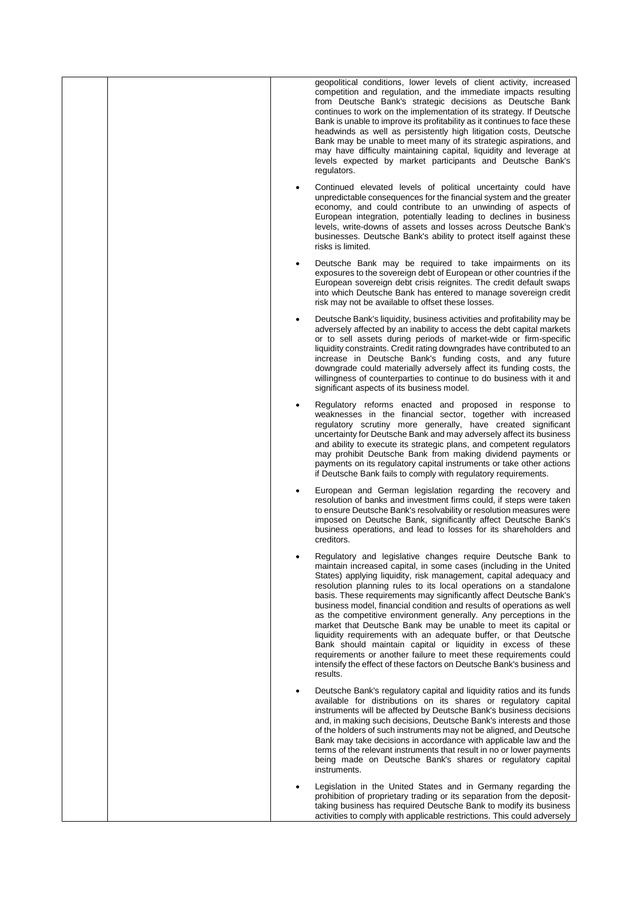geopolitical conditions, lower levels of client activity, increased competition and regulation, and the immediate impacts resulting from Deutsche Bank's strategic decisions as Deutsche Bank continues to work on the implementation of its strategy. If Deutsche Bank is unable to improve its profitability as it continues to face these headwinds as well as persistently high litigation costs, Deutsche Bank may be unable to meet many of its strategic aspirations, and may have difficulty maintaining capital, liquidity and leverage at levels expected by market participants and Deutsche Bank's regulators.

- Continued elevated levels of political uncertainty could have unpredictable consequences for the financial system and the greater economy, and could contribute to an unwinding of aspects of European integration, potentially leading to declines in business levels, write-downs of assets and losses across Deutsche Bank's businesses. Deutsche Bank's ability to protect itself against these risks is limited.
- Deutsche Bank may be required to take impairments on its exposures to the sovereign debt of European or other countries if the European sovereign debt crisis reignites. The credit default swaps into which Deutsche Bank has entered to manage sovereign credit risk may not be available to offset these losses.
- Deutsche Bank's liquidity, business activities and profitability may be adversely affected by an inability to access the debt capital markets or to sell assets during periods of market-wide or firm-specific liquidity constraints. Credit rating downgrades have contributed to an increase in Deutsche Bank's funding costs, and any future downgrade could materially adversely affect its funding costs, the willingness of counterparties to continue to do business with it and significant aspects of its business model.
- Regulatory reforms enacted and proposed in response to weaknesses in the financial sector, together with increased regulatory scrutiny more generally, have created significant uncertainty for Deutsche Bank and may adversely affect its business and ability to execute its strategic plans, and competent regulators may prohibit Deutsche Bank from making dividend payments or payments on its regulatory capital instruments or take other actions if Deutsche Bank fails to comply with regulatory requirements.
- European and German legislation regarding the recovery and resolution of banks and investment firms could, if steps were taken to ensure Deutsche Bank's resolvability or resolution measures were imposed on Deutsche Bank, significantly affect Deutsche Bank's business operations, and lead to losses for its shareholders and creditors.
- Regulatory and legislative changes require Deutsche Bank to maintain increased capital, in some cases (including in the United States) applying liquidity, risk management, capital adequacy and resolution planning rules to its local operations on a standalone basis. These requirements may significantly affect Deutsche Bank's business model, financial condition and results of operations as well as the competitive environment generally. Any perceptions in the market that Deutsche Bank may be unable to meet its capital or liquidity requirements with an adequate buffer, or that Deutsche Bank should maintain capital or liquidity in excess of these requirements or another failure to meet these requirements could intensify the effect of these factors on Deutsche Bank's business and results.
- Deutsche Bank's regulatory capital and liquidity ratios and its funds available for distributions on its shares or regulatory capital instruments will be affected by Deutsche Bank's business decisions and, in making such decisions, Deutsche Bank's interests and those of the holders of such instruments may not be aligned, and Deutsche Bank may take decisions in accordance with applicable law and the terms of the relevant instruments that result in no or lower payments being made on Deutsche Bank's shares or regulatory capital instruments.
- Legislation in the United States and in Germany regarding the prohibition of proprietary trading or its separation from the deposit-taking business has required Deutsche Bank to modify its business activities to comply with applicable restrictions. This could adversely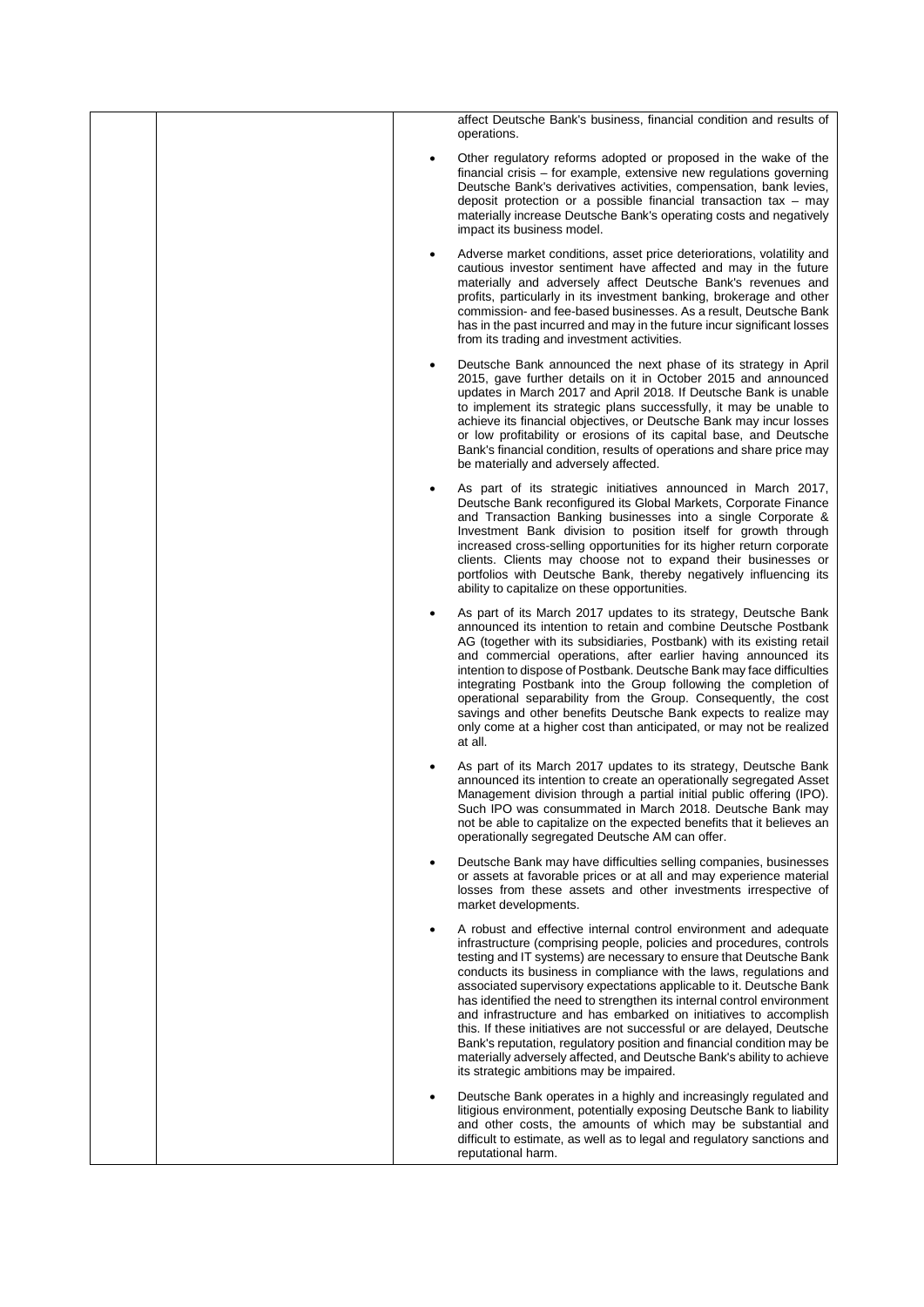affect Deutsche Bank's business, financial condition and results of operations.

- Other regulatory reforms adopted or proposed in the wake of the financial crisis – for example, extensive new regulations governing Deutsche Bank's derivatives activities, compensation, bank levies, deposit protection or a possible financial transaction tax – may materially increase Deutsche Bank's operating costs and negatively impact its business model.
- Adverse market conditions, asset price deteriorations, volatility and cautious investor sentiment have affected and may in the future materially and adversely affect Deutsche Bank's revenues and profits, particularly in its investment banking, brokerage and other commission- and fee-based businesses. As a result, Deutsche Bank has in the past incurred and may in the future incur significant losses from its trading and investment activities.
- Deutsche Bank announced the next phase of its strategy in April 2015, gave further details on it in October 2015 and announced updates in March 2017 and April 2018. If Deutsche Bank is unable to implement its strategic plans successfully, it may be unable to achieve its financial objectives, or Deutsche Bank may incur losses or low profitability or erosions of its capital base, and Deutsche Bank's financial condition, results of operations and share price may be materially and adversely affected.
- As part of its strategic initiatives announced in March 2017, Deutsche Bank reconfigured its Global Markets, Corporate Finance and Transaction Banking businesses into a single Corporate & Investment Bank division to position itself for growth through increased cross-selling opportunities for its higher return corporate clients. Clients may choose not to expand their businesses or portfolios with Deutsche Bank, thereby negatively influencing its ability to capitalize on these opportunities.
- As part of its March 2017 updates to its strategy, Deutsche Bank announced its intention to retain and combine Deutsche Postbank AG (together with its subsidiaries, Postbank) with its existing retail and commercial operations, after earlier having announced its intention to dispose of Postbank. Deutsche Bank may face difficulties integrating Postbank into the Group following the completion of operational separability from the Group. Consequently, the cost savings and other benefits Deutsche Bank expects to realize may only come at a higher cost than anticipated, or may not be realized at all.
- As part of its March 2017 updates to its strategy, Deutsche Bank announced its intention to create an operationally segregated Asset Management division through a partial initial public offering (IPO). Such IPO was consummated in March 2018. Deutsche Bank may not be able to capitalize on the expected benefits that it believes an operationally segregated Deutsche AM can offer.
- Deutsche Bank may have difficulties selling companies, businesses or assets at favorable prices or at all and may experience material losses from these assets and other investments irrespective of market developments.
- A robust and effective internal control environment and adequate infrastructure (comprising people, policies and procedures, controls testing and IT systems) are necessary to ensure that Deutsche Bank conducts its business in compliance with the laws, regulations and associated supervisory expectations applicable to it. Deutsche Bank has identified the need to strengthen its internal control environment and infrastructure and has embarked on initiatives to accomplish this. If these initiatives are not successful or are delayed, Deutsche Bank's reputation, regulatory position and financial condition may be materially adversely affected, and Deutsche Bank's ability to achieve its strategic ambitions may be impaired.
- Deutsche Bank operates in a highly and increasingly regulated and litigious environment, potentially exposing Deutsche Bank to liability and other costs, the amounts of which may be substantial and difficult to estimate, as well as to legal and regulatory sanctions and reputational harm.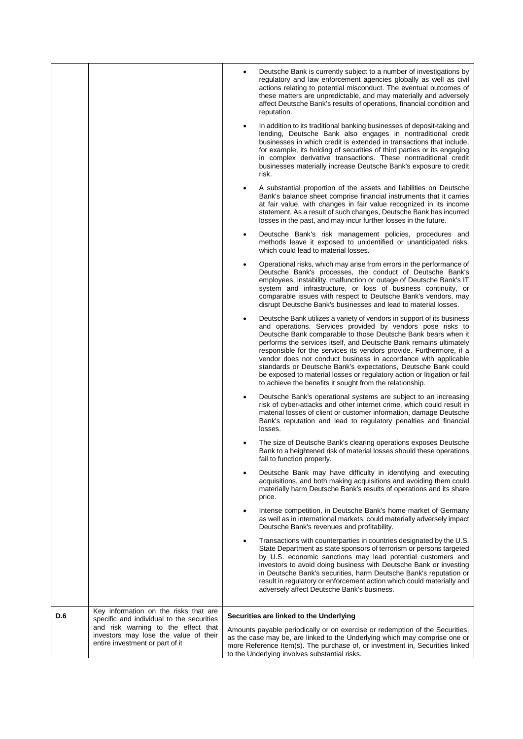| | | |
|---|---|---|
| | | • Deutsche Bank is currently subject to a number of investigations by regulatory and law enforcement agencies globally as well as civil actions relating to potential misconduct. The eventual outcomes of these matters are unpredictable, and may materially and adversely affect Deutsche Bank's results of operations, financial condition and reputation.<br><br>• In addition to its traditional banking businesses of deposit-taking and lending, Deutsche Bank also engages in nontraditional credit businesses in which credit is extended in transactions that include, for example, its holding of securities of third parties or its engaging in complex derivative transactions. These nontraditional credit businesses materially increase Deutsche Bank's exposure to credit risk.<br><br>• A substantial proportion of the assets and liabilities on Deutsche Bank's balance sheet comprise financial instruments that it carries at fair value, with changes in fair value recognized in its income statement. As a result of such changes, Deutsche Bank has incurred losses in the past, and may incur further losses in the future.<br><br>• Deutsche Bank's risk management policies, procedures and methods leave it exposed to unidentified or unanticipated risks, which could lead to material losses.<br><br>• Operational risks, which may arise from errors in the performance of Deutsche Bank's processes, the conduct of Deutsche Bank's employees, instability, malfunction or outage of Deutsche Bank's IT system and infrastructure, or loss of business continuity, or comparable issues with respect to Deutsche Bank's vendors, may disrupt Deutsche Bank's businesses and lead to material losses.<br><br>• Deutsche Bank utilizes a variety of vendors in support of its business and operations. Services provided by vendors pose risks to Deutsche Bank comparable to those Deutsche Bank bears when it performs the services itself, and Deutsche Bank remains ultimately responsible for the services its vendors provide. Furthermore, if a vendor does not conduct business in accordance with applicable standards or Deutsche Bank's expectations, Deutsche Bank could be exposed to material losses or regulatory action or litigation or fail to achieve the benefits it sought from the relationship.<br><br>• Deutsche Bank's operational systems are subject to an increasing risk of cyber-attacks and other internet crime, which could result in material losses of client or customer information, damage Deutsche Bank's reputation and lead to regulatory penalties and financial losses.<br><br>• The size of Deutsche Bank's clearing operations exposes Deutsche Bank to a heightened risk of material losses should these operations fail to function properly.<br><br>• Deutsche Bank may have difficulty in identifying and executing acquisitions, and both making acquisitions and avoiding them could materially harm Deutsche Bank's results of operations and its share price.<br><br>• Intense competition, in Deutsche Bank's home market of Germany as well as in international markets, could materially adversely impact Deutsche Bank's revenues and profitability.<br><br>• Transactions with counterparties in countries designated by the U.S. State Department as state sponsors of terrorism or persons targeted by U.S. economic sanctions may lead potential customers and investors to avoid doing business with Deutsche Bank or investing in Deutsche Bank's securities, harm Deutsche Bank's reputation or result in regulatory or enforcement action which could materially and adversely affect Deutsche Bank's business. |
| D.6 | Key information on the risks that are specific and individual to the securities and risk warning to the effect that investors may lose the value of their entire investment or part of it | **Securities are linked to the Underlying**<br><br>Amounts payable periodically or on exercise or redemption of the Securities, as the case may be, are linked to the Underlying which may comprise one or more Reference Item(s). The purchase of, or investment in, Securities linked to the Underlying involves substantial risks. |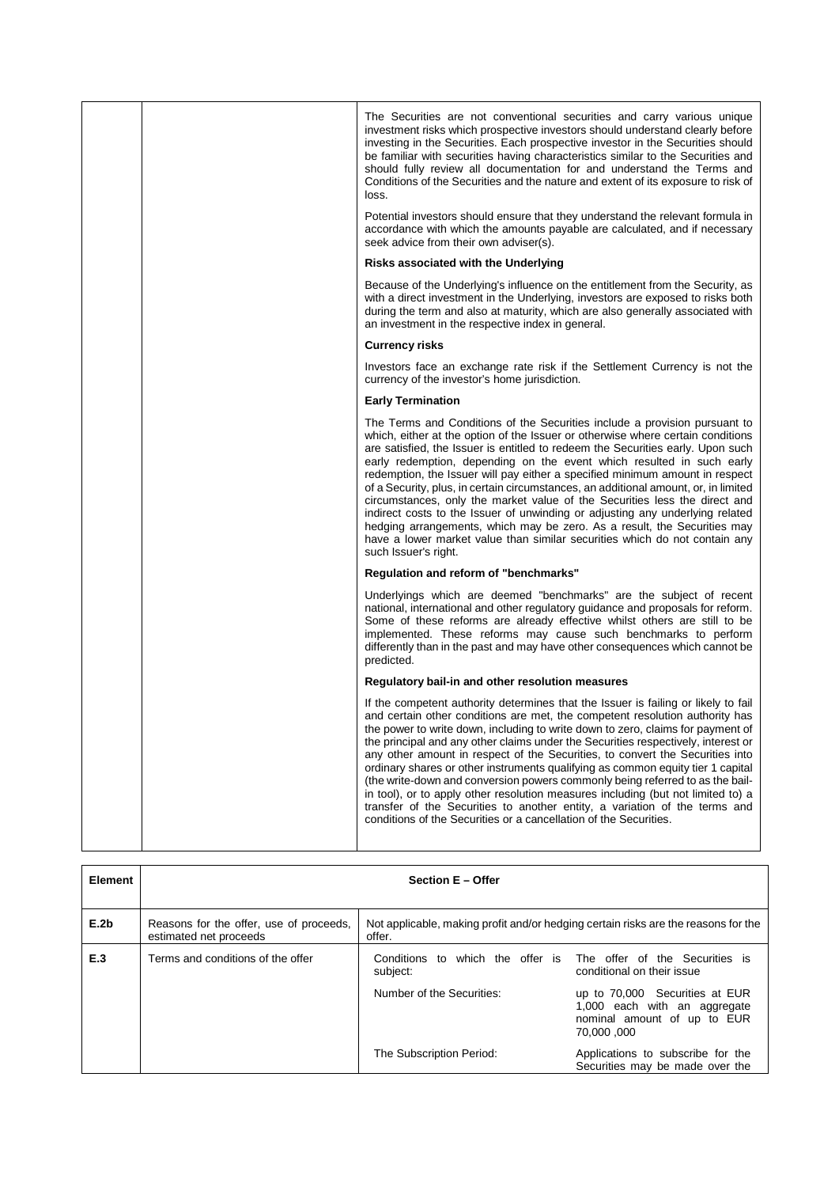| | | |
|---|---|---|
| | | The Securities are not conventional securities and carry various unique investment risks which prospective investors should understand clearly before investing in the Securities. Each prospective investor in the Securities should be familiar with securities having characteristics similar to the Securities and should fully review all documentation for and understand the Terms and Conditions of the Securities and the nature and extent of its exposure to risk of loss.<br><br>Potential investors should ensure that they understand the relevant formula in accordance with which the amounts payable are calculated, and if necessary seek advice from their own adviser(s).<br><br>**Risks associated with the Underlying**<br><br>Because of the Underlying's influence on the entitlement from the Security, as with a direct investment in the Underlying, investors are exposed to risks both during the term and also at maturity, which are also generally associated with an investment in the respective index in general.<br><br>**Currency risks**<br><br>Investors face an exchange rate risk if the Settlement Currency is not the currency of the investor's home jurisdiction.<br><br>**Early Termination**<br><br>The Terms and Conditions of the Securities include a provision pursuant to which, either at the option of the Issuer or otherwise where certain conditions are satisfied, the Issuer is entitled to redeem the Securities early. Upon such early redemption, depending on the event which resulted in such early redemption, the Issuer will pay either a specified minimum amount in respect of a Security, plus, in certain circumstances, an additional amount, or, in limited circumstances, only the market value of the Securities less the direct and indirect costs to the Issuer of unwinding or adjusting any underlying related hedging arrangements, which may be zero. As a result, the Securities may have a lower market value than similar securities which do not contain any such Issuer's right.<br><br>**Regulation and reform of "benchmarks"**<br><br>Underlyings which are deemed "benchmarks" are the subject of recent national, international and other regulatory guidance and proposals for reform. Some of these reforms are already effective whilst others are still to be implemented. These reforms may cause such benchmarks to perform differently than in the past and may have other consequences which cannot be predicted.<br><br>**Regulatory bail-in and other resolution measures**<br><br>If the competent authority determines that the Issuer is failing or likely to fail and certain other conditions are met, the competent resolution authority has the power to write down, including to write down to zero, claims for payment of the principal and any other claims under the Securities respectively, interest or any other amount in respect of the Securities, to convert the Securities into ordinary shares or other instruments qualifying as common equity tier 1 capital (the write-down and conversion powers commonly being referred to as the bail-in tool), or to apply other resolution measures including (but not limited to) a transfer of the Securities to another entity, a variation of the terms and conditions of the Securities or a cancellation of the Securities. |

| **Element** | **Section E – Offer** | | |
|---|---|---|---|
| **E.2b** | Reasons for the offer, use of proceeds, estimated net proceeds | Not applicable, making profit and/or hedging certain risks are the reasons for the offer. | |
| **E.3** | Terms and conditions of the offer | Conditions to which the offer is subject: | The offer of the Securities is conditional on their issue |
| | | Number of the Securities: | up to 70,000 Securities at EUR 1,000 each with an aggregate nominal amount of up to EUR 70,000 ,000 |
| | | The Subscription Period: | Applications to subscribe for the Securities may be made over the |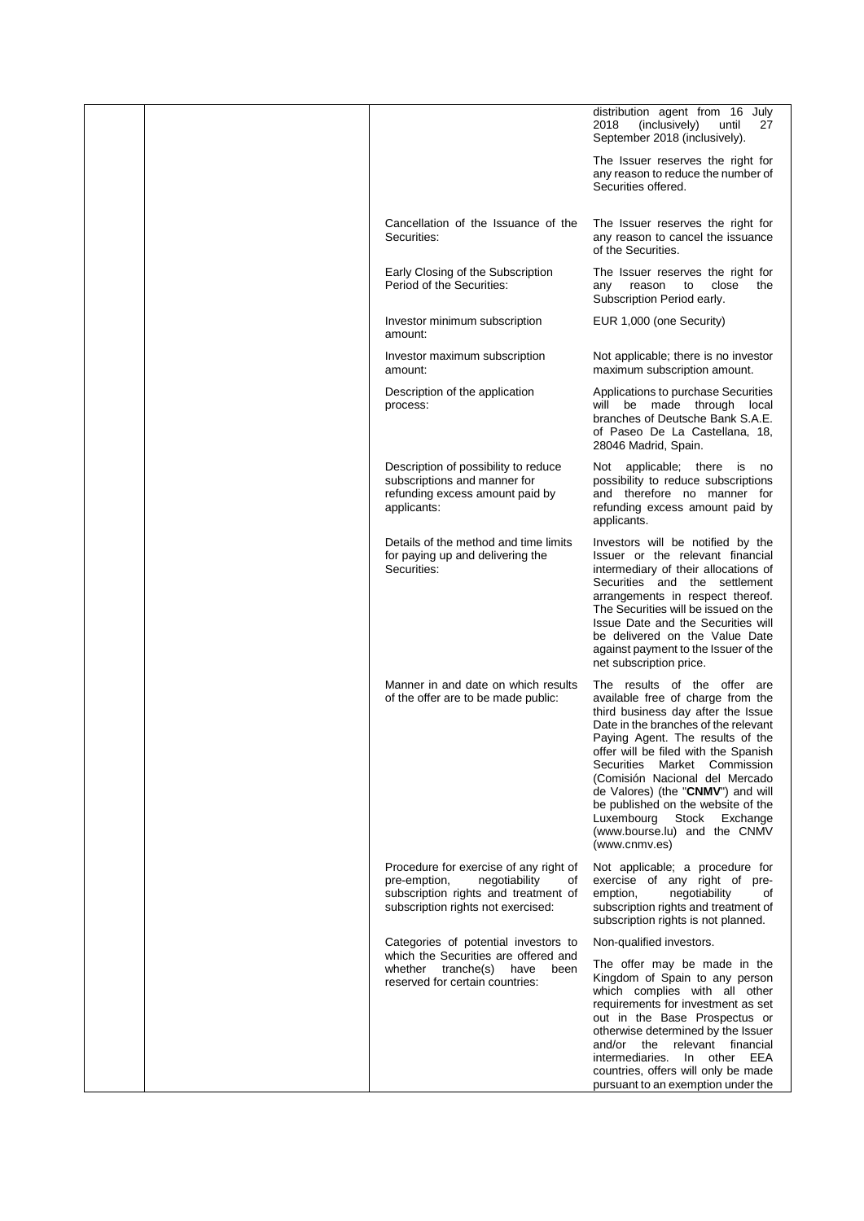| | | | |
|---|---|---|---|
| | | | distribution agent from 16 July 2018 (inclusively) until 27 September 2018 (inclusively).<br><br>The Issuer reserves the right for any reason to reduce the number of Securities offered. |
| | | Cancellation of the Issuance of the Securities: | The Issuer reserves the right for any reason to cancel the issuance of the Securities. |
| | | Early Closing of the Subscription Period of the Securities: | The Issuer reserves the right for any reason to close the Subscription Period early. |
| | | Investor minimum subscription amount: | EUR 1,000 (one Security) |
| | | Investor maximum subscription amount: | Not applicable; there is no investor maximum subscription amount. |
| | | Description of the application process: | Applications to purchase Securities will be made through local branches of Deutsche Bank S.A.E. of Paseo De La Castellana, 18, 28046 Madrid, Spain. |
| | | Description of possibility to reduce subscriptions and manner for refunding excess amount paid by applicants: | Not applicable; there is no possibility to reduce subscriptions and therefore no manner for refunding excess amount paid by applicants. |
| | | Details of the method and time limits for paying up and delivering the Securities: | Investors will be notified by the Issuer or the relevant financial intermediary of their allocations of Securities and the settlement arrangements in respect thereof. The Securities will be issued on the Issue Date and the Securities will be delivered on the Value Date against payment to the Issuer of the net subscription price. |
| | | Manner in and date on which results of the offer are to be made public: | The results of the offer are available free of charge from the third business day after the Issue Date in the branches of the relevant Paying Agent. The results of the offer will be filed with the Spanish Securities Market Commission (Comisión Nacional del Mercado de Valores) (the "**CNMV**") and will be published on the website of the Luxembourg Stock Exchange (www.bourse.lu) and the CNMV (www.cnmv.es) |
| | | Procedure for exercise of any right of pre-emption, negotiability of subscription rights and treatment of subscription rights not exercised: | Not applicable; a procedure for exercise of any right of pre-emption, negotiability of subscription rights and treatment of subscription rights is not planned. |
| | | Categories of potential investors to which the Securities are offered and whether tranche(s) have been reserved for certain countries: | Non-qualified investors.<br><br>The offer may be made in the Kingdom of Spain to any person which complies with all other requirements for investment as set out in the Base Prospectus or otherwise determined by the Issuer and/or the relevant financial intermediaries. In other EEA countries, offers will only be made pursuant to an exemption under the |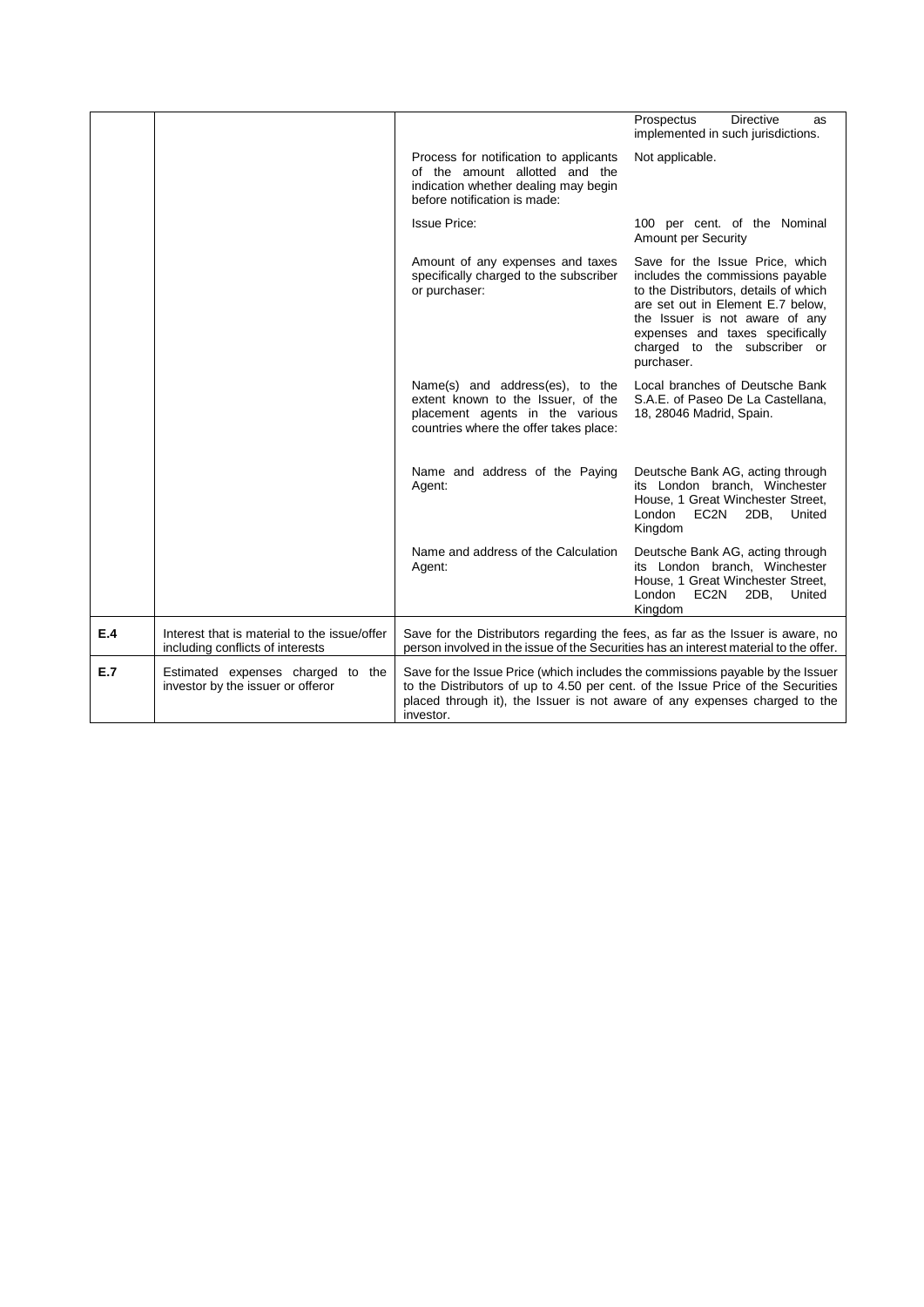| | | | |
|---|---|---|---|
| | | | Prospectus Directive as implemented in such jurisdictions. |
| | | Process for notification to applicants of the amount allotted and the indication whether dealing may begin before notification is made: | Not applicable. |
| | | Issue Price: | 100 per cent. of the Nominal Amount per Security |
| | | Amount of any expenses and taxes specifically charged to the subscriber or purchaser: | Save for the Issue Price, which includes the commissions payable to the Distributors, details of which are set out in Element E.7 below, the Issuer is not aware of any expenses and taxes specifically charged to the subscriber or purchaser. |
| | | Name(s) and address(es), to the extent known to the Issuer, of the placement agents in the various countries where the offer takes place: | Local branches of Deutsche Bank S.A.E. of Paseo De La Castellana, 18, 28046 Madrid, Spain. |
| | | Name and address of the Paying Agent: | Deutsche Bank AG, acting through its London branch, Winchester House, 1 Great Winchester Street, London EC2N 2DB, United Kingdom |
| | | Name and address of the Calculation Agent: | Deutsche Bank AG, acting through its London branch, Winchester House, 1 Great Winchester Street, London EC2N 2DB, United Kingdom |
| **E.4** | Interest that is material to the issue/offer including conflicts of interests | Save for the Distributors regarding the fees, as far as the Issuer is aware, no person involved in the issue of the Securities has an interest material to the offer. | |
| **E.7** | Estimated expenses charged to the investor by the issuer or offeror | Save for the Issue Price (which includes the commissions payable by the Issuer to the Distributors of up to 4.50 per cent. of the Issue Price of the Securities placed through it), the Issuer is not aware of any expenses charged to the investor. | |